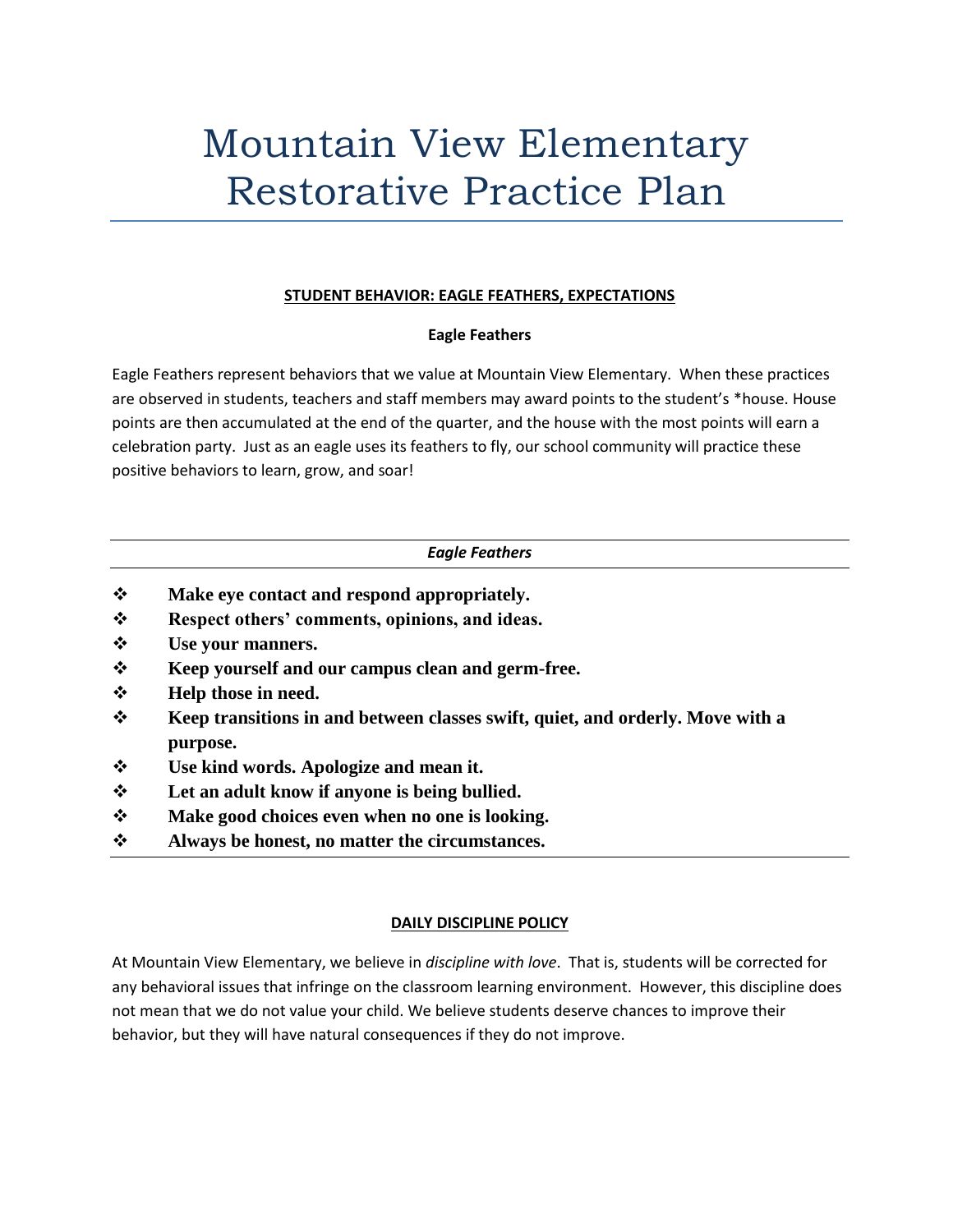# Mountain View Elementary Restorative Practice Plan

**STUDENT BEHAVIOR: EAGLE FEATHERS, EXPECTATIONS**

**Eagle Feathers**

Eagle Feathers represent behaviors that we value at Mountain View Elementary. When these practices are observed in students, teachers and staff members may award points to the student's *house. House points are then accumulated at the end of the quarter, and the house with the most points will earn a celebration party. Just as an eagle uses its feathers to fly, our school community will practice these positive behaviors to learn, grow, and soar!

***Eagle Feathers***

- **Make eye contact and respond appropriately.**
- **Respect others' comments, opinions, and ideas.**
- **Use your manners.**
- **Keep yourself and our campus clean and germ-free.**
- **Help those in need.**
- **Keep transitions in and between classes swift, quiet, and orderly. Move with a purpose.**
- **Use kind words. Apologize and mean it.**
- **Let an adult know if anyone is being bullied.**
- **Make good choices even when no one is looking.**
- **Always be honest, no matter the circumstances.**

**DAILY DISCIPLINE POLICY**

At Mountain View Elementary, we believe in *discipline with love*. That is, students will be corrected for any behavioral issues that infringe on the classroom learning environment. However, this discipline does not mean that we do not value your child. We believe students deserve chances to improve their behavior, but they will have natural consequences if they do not improve.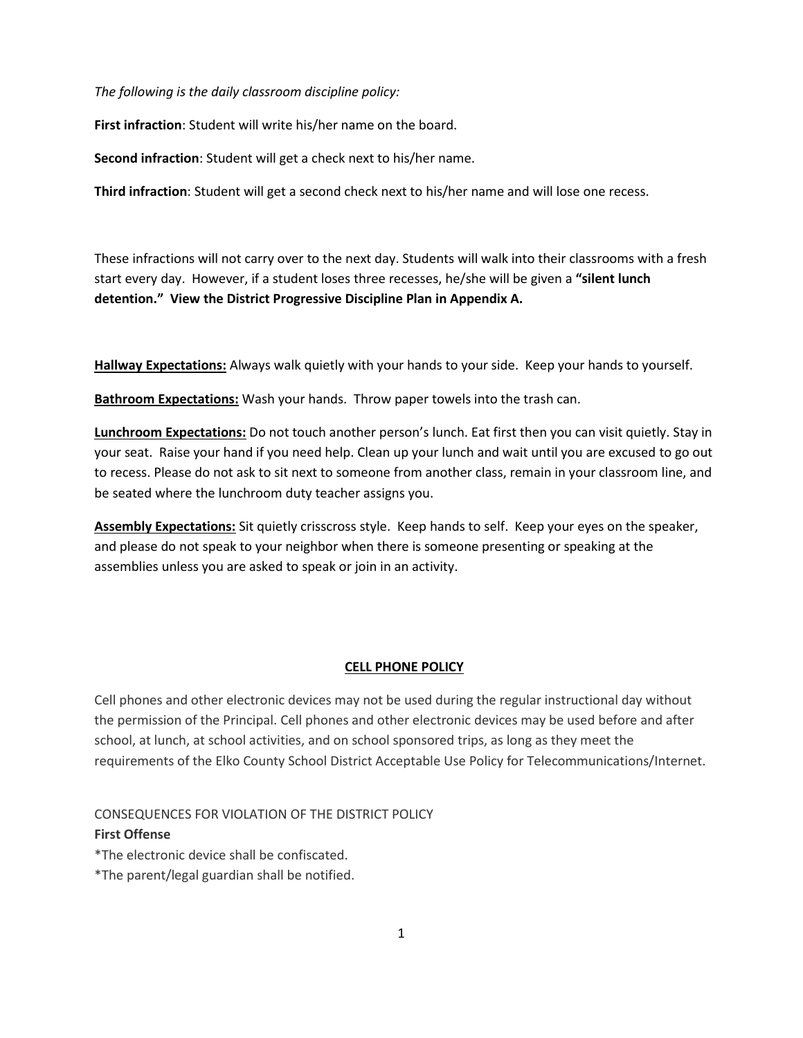*The following is the daily classroom discipline policy:*

**First infraction**: Student will write his/her name on the board.

**Second infraction**: Student will get a check next to his/her name.

**Third infraction**: Student will get a second check next to his/her name and will lose one recess.

These infractions will not carry over to the next day. Students will walk into their classrooms with a fresh start every day. However, if a student loses three recesses, he/she will be given a **"silent lunch detention." View the District Progressive Discipline Plan in Appendix A.**

**Hallway Expectations:** Always walk quietly with your hands to your side. Keep your hands to yourself.

**Bathroom Expectations:** Wash your hands. Throw paper towels into the trash can.

**Lunchroom Expectations:** Do not touch another person's lunch. Eat first then you can visit quietly. Stay in your seat. Raise your hand if you need help. Clean up your lunch and wait until you are excused to go out to recess. Please do not ask to sit next to someone from another class, remain in your classroom line, and be seated where the lunchroom duty teacher assigns you.

**Assembly Expectations:** Sit quietly crisscross style. Keep hands to self. Keep your eyes on the speaker, and please do not speak to your neighbor when there is someone presenting or speaking at the assemblies unless you are asked to speak or join in an activity.

## CELL PHONE POLICY

Cell phones and other electronic devices may not be used during the regular instructional day without the permission of the Principal. Cell phones and other electronic devices may be used before and after school, at lunch, at school activities, and on school sponsored trips, as long as they meet the requirements of the Elko County School District Acceptable Use Policy for Telecommunications/Internet.

CONSEQUENCES FOR VIOLATION OF THE DISTRICT POLICY

**First Offense**

*The electronic device shall be confiscated.

*The parent/legal guardian shall be notified.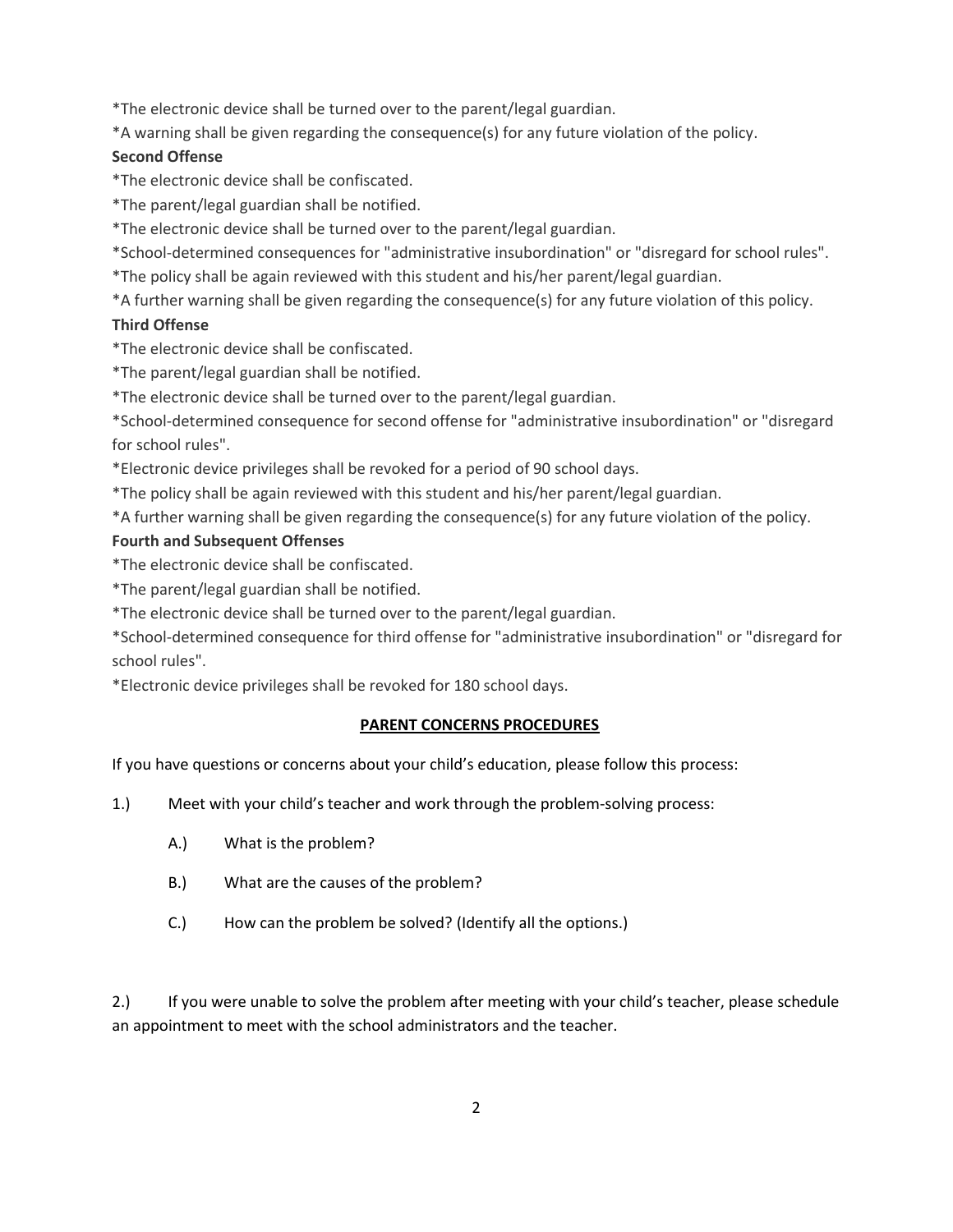*The electronic device shall be turned over to the parent/legal guardian.

*A warning shall be given regarding the consequence(s) for any future violation of the policy.

**Second Offense**

*The electronic device shall be confiscated.

*The parent/legal guardian shall be notified.

*The electronic device shall be turned over to the parent/legal guardian.

*School-determined consequences for "administrative insubordination" or "disregard for school rules".

*The policy shall be again reviewed with this student and his/her parent/legal guardian.

*A further warning shall be given regarding the consequence(s) for any future violation of this policy.

**Third Offense**

*The electronic device shall be confiscated.

*The parent/legal guardian shall be notified.

*The electronic device shall be turned over to the parent/legal guardian.

*School-determined consequence for second offense for "administrative insubordination" or "disregard for school rules".

*Electronic device privileges shall be revoked for a period of 90 school days.

*The policy shall be again reviewed with this student and his/her parent/legal guardian.

*A further warning shall be given regarding the consequence(s) for any future violation of the policy.

**Fourth and Subsequent Offenses**

*The electronic device shall be confiscated.

*The parent/legal guardian shall be notified.

*The electronic device shall be turned over to the parent/legal guardian.

*School-determined consequence for third offense for "administrative insubordination" or "disregard for school rules".

*Electronic device privileges shall be revoked for 180 school days.

## PARENT CONCERNS PROCEDURES

If you have questions or concerns about your child's education, please follow this process:

1.) Meet with your child's teacher and work through the problem-solving process:

   A.) What is the problem?

   B.) What are the causes of the problem?

   C.) How can the problem be solved? (Identify all the options.)

2.) If you were unable to solve the problem after meeting with your child's teacher, please schedule an appointment to meet with the school administrators and the teacher.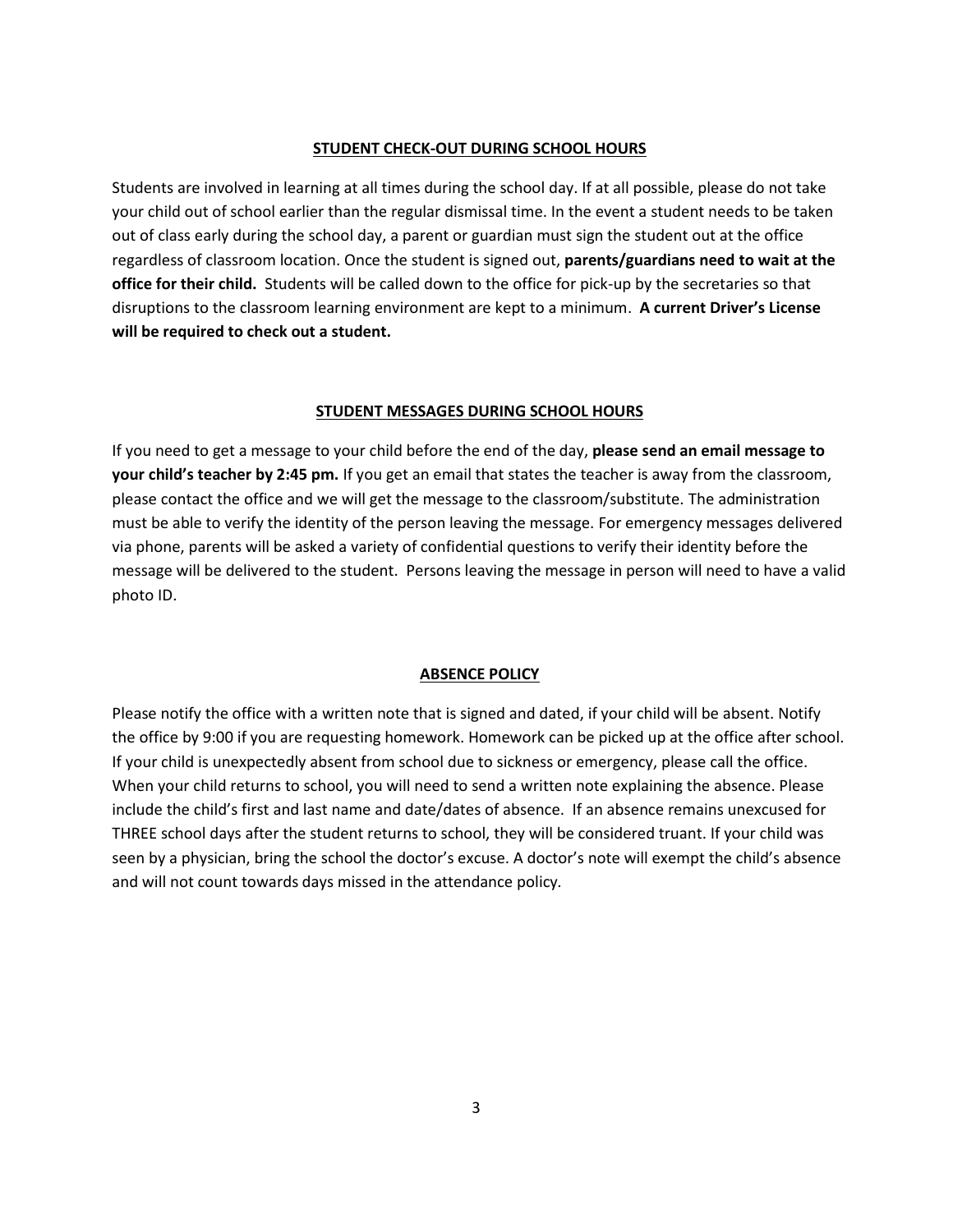## STUDENT CHECK-OUT DURING SCHOOL HOURS

Students are involved in learning at all times during the school day. If at all possible, please do not take your child out of school earlier than the regular dismissal time. In the event a student needs to be taken out of class early during the school day, a parent or guardian must sign the student out at the office regardless of classroom location. Once the student is signed out, **parents/guardians need to wait at the office for their child.** Students will be called down to the office for pick-up by the secretaries so that disruptions to the classroom learning environment are kept to a minimum. **A current Driver's License will be required to check out a student.**

## STUDENT MESSAGES DURING SCHOOL HOURS

If you need to get a message to your child before the end of the day, **please send an email message to your child's teacher by 2:45 pm.** If you get an email that states the teacher is away from the classroom, please contact the office and we will get the message to the classroom/substitute. The administration must be able to verify the identity of the person leaving the message. For emergency messages delivered via phone, parents will be asked a variety of confidential questions to verify their identity before the message will be delivered to the student. Persons leaving the message in person will need to have a valid photo ID.

## ABSENCE POLICY

Please notify the office with a written note that is signed and dated, if your child will be absent. Notify the office by 9:00 if you are requesting homework. Homework can be picked up at the office after school. If your child is unexpectedly absent from school due to sickness or emergency, please call the office. When your child returns to school, you will need to send a written note explaining the absence. Please include the child's first and last name and date/dates of absence. If an absence remains unexcused for THREE school days after the student returns to school, they will be considered truant. If your child was seen by a physician, bring the school the doctor's excuse. A doctor's note will exempt the child's absence and will not count towards days missed in the attendance policy.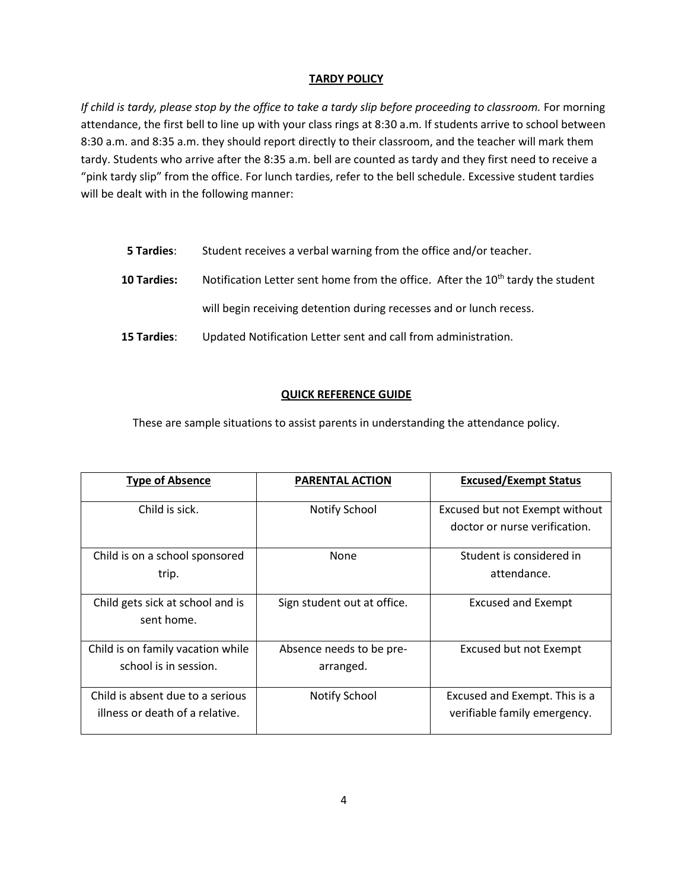## TARDY POLICY

*If child is tardy, please stop by the office to take a tardy slip before proceeding to classroom.* For morning attendance, the first bell to line up with your class rings at 8:30 a.m. If students arrive to school between 8:30 a.m. and 8:35 a.m. they should report directly to their classroom, and the teacher will mark them tardy. Students who arrive after the 8:35 a.m. bell are counted as tardy and they first need to receive a "pink tardy slip" from the office. For lunch tardies, refer to the bell schedule. Excessive student tardies will be dealt with in the following manner:

**5 Tardies**: Student receives a verbal warning from the office and/or teacher.

**10 Tardies:** Notification Letter sent home from the office. After the 10th tardy the student will begin receiving detention during recesses and or lunch recess.

**15 Tardies**: Updated Notification Letter sent and call from administration.

## QUICK REFERENCE GUIDE

These are sample situations to assist parents in understanding the attendance policy.

| Type of Absence | PARENTAL ACTION | Excused/Exempt Status |
|---|---|---|
| Child is sick. | Notify School | Excused but not Exempt without doctor or nurse verification. |
| Child is on a school sponsored trip. | None | Student is considered in attendance. |
| Child gets sick at school and is sent home. | Sign student out at office. | Excused and Exempt |
| Child is on family vacation while school is in session. | Absence needs to be pre-arranged. | Excused but not Exempt |
| Child is absent due to a serious illness or death of a relative. | Notify School | Excused and Exempt. This is a verifiable family emergency. |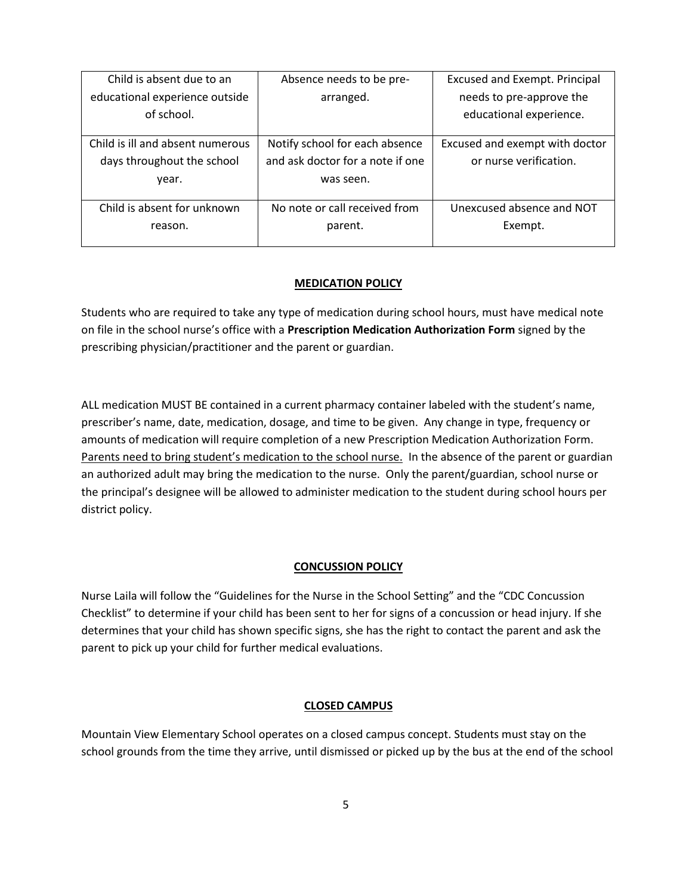| Child is absent due to an educational experience outside of school. | Absence needs to be pre-arranged. | Excused and Exempt. Principal needs to pre-approve the educational experience. |
|---|---|---|
| Child is ill and absent numerous days throughout the school year. | Notify school for each absence and ask doctor for a note if one was seen. | Excused and exempt with doctor or nurse verification. |
| Child is absent for unknown reason. | No note or call received from parent. | Unexcused absence and NOT Exempt. |

## MEDICATION POLICY

Students who are required to take any type of medication during school hours, must have medical note on file in the school nurse's office with a **Prescription Medication Authorization Form** signed by the prescribing physician/practitioner and the parent or guardian.

ALL medication MUST BE contained in a current pharmacy container labeled with the student's name, prescriber's name, date, medication, dosage, and time to be given. Any change in type, frequency or amounts of medication will require completion of a new Prescription Medication Authorization Form. <u>Parents need to bring student's medication to the school nurse.</u> In the absence of the parent or guardian an authorized adult may bring the medication to the nurse. Only the parent/guardian, school nurse or the principal's designee will be allowed to administer medication to the student during school hours per district policy.

## CONCUSSION POLICY

Nurse Laila will follow the "Guidelines for the Nurse in the School Setting" and the "CDC Concussion Checklist" to determine if your child has been sent to her for signs of a concussion or head injury. If she determines that your child has shown specific signs, she has the right to contact the parent and ask the parent to pick up your child for further medical evaluations.

## CLOSED CAMPUS

Mountain View Elementary School operates on a closed campus concept. Students must stay on the school grounds from the time they arrive, until dismissed or picked up by the bus at the end of the school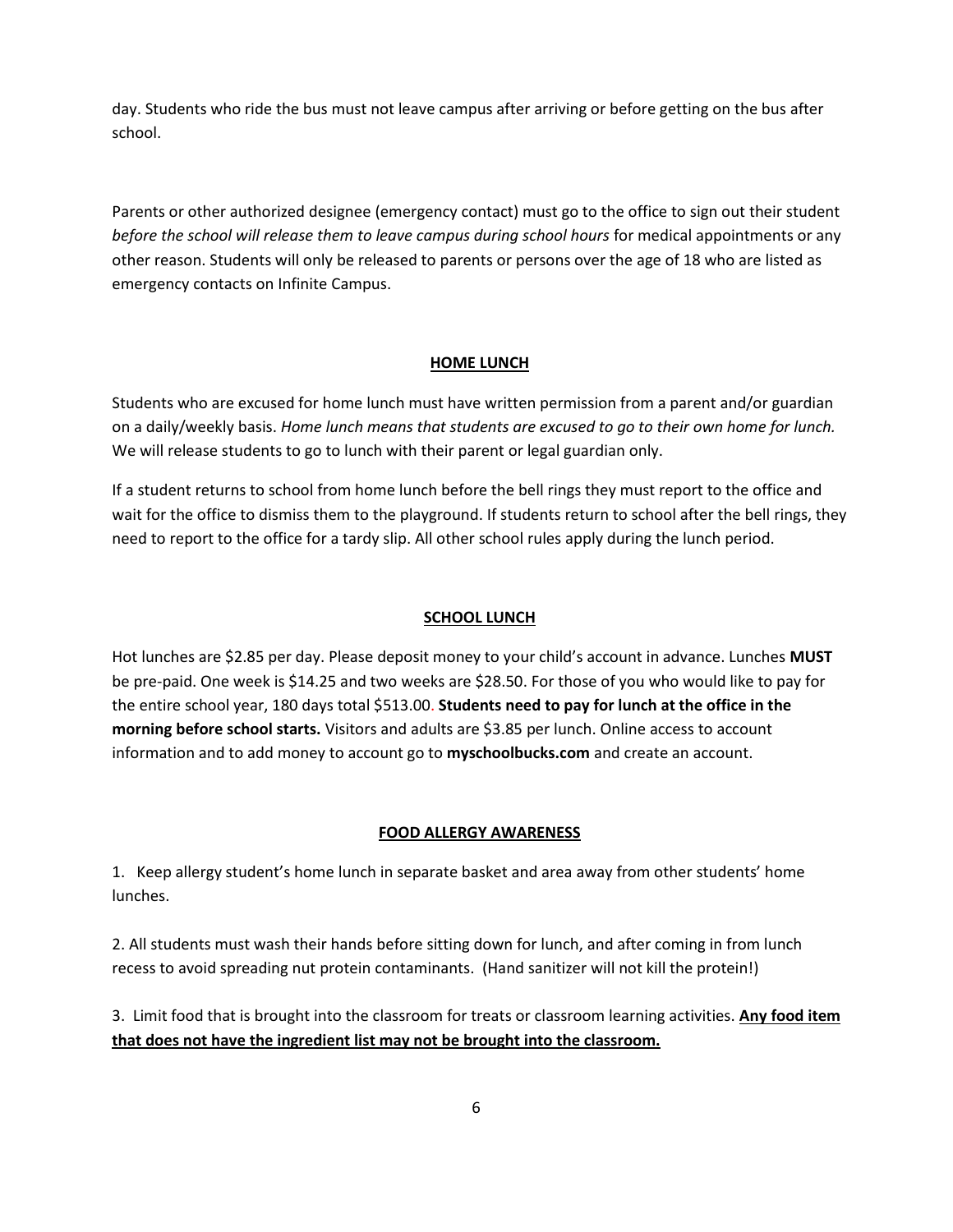day. Students who ride the bus must not leave campus after arriving or before getting on the bus after school.

Parents or other authorized designee (emergency contact) must go to the office to sign out their student *before the school will release them to leave campus during school hours* for medical appointments or any other reason. Students will only be released to parents or persons over the age of 18 who are listed as emergency contacts on Infinite Campus.

## HOME LUNCH

Students who are excused for home lunch must have written permission from a parent and/or guardian on a daily/weekly basis. *Home lunch means that students are excused to go to their own home for lunch.* We will release students to go to lunch with their parent or legal guardian only.

If a student returns to school from home lunch before the bell rings they must report to the office and wait for the office to dismiss them to the playground. If students return to school after the bell rings, they need to report to the office for a tardy slip. All other school rules apply during the lunch period.

## SCHOOL LUNCH

Hot lunches are $2.85 per day. Please deposit money to your child's account in advance. Lunches **MUST** be pre-paid. One week is $14.25 and two weeks are $28.50. For those of you who would like to pay for the entire school year, 180 days total $513.00. **Students need to pay for lunch at the office in the morning before school starts.** Visitors and adults are $3.85 per lunch. Online access to account information and to add money to account go to **myschoolbucks.com** and create an account.

## FOOD ALLERGY AWARENESS

1. Keep allergy student's home lunch in separate basket and area away from other students' home lunches.

2. All students must wash their hands before sitting down for lunch, and after coming in from lunch recess to avoid spreading nut protein contaminants. (Hand sanitizer will not kill the protein!)

3. Limit food that is brought into the classroom for treats or classroom learning activities. **Any food item that does not have the ingredient list may not be brought into the classroom.**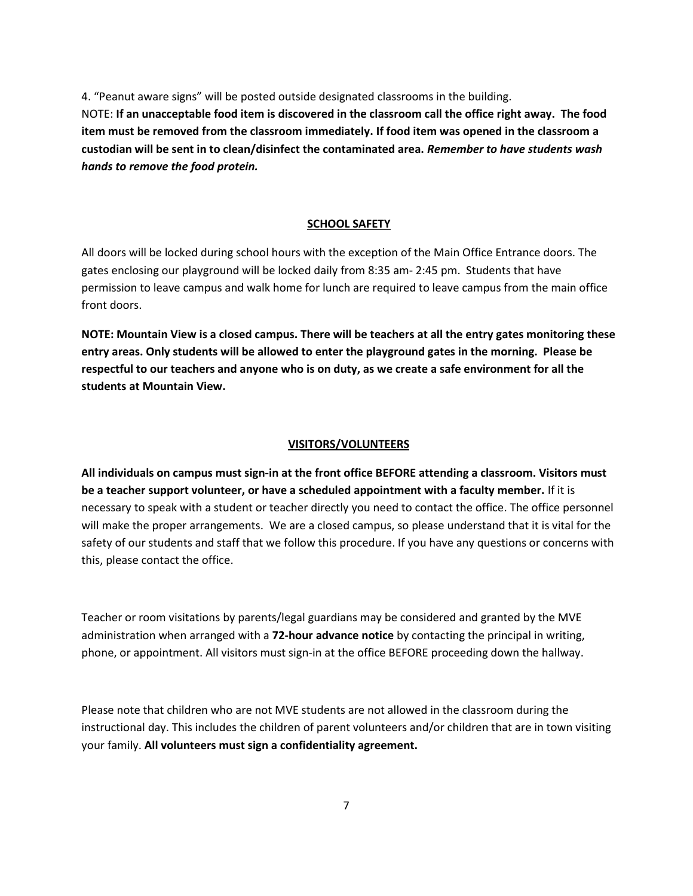4. "Peanut aware signs" will be posted outside designated classrooms in the building.

NOTE: **If an unacceptable food item is discovered in the classroom call the office right away. The food item must be removed from the classroom immediately. If food item was opened in the classroom a custodian will be sent in to clean/disinfect the contaminated area.** ***Remember to have students wash hands to remove the food protein.***

## SCHOOL SAFETY

All doors will be locked during school hours with the exception of the Main Office Entrance doors. The gates enclosing our playground will be locked daily from 8:35 am- 2:45 pm. Students that have permission to leave campus and walk home for lunch are required to leave campus from the main office front doors.

**NOTE: Mountain View is a closed campus. There will be teachers at all the entry gates monitoring these entry areas. Only students will be allowed to enter the playground gates in the morning. Please be respectful to our teachers and anyone who is on duty, as we create a safe environment for all the students at Mountain View.**

## VISITORS/VOLUNTEERS

**All individuals on campus must sign-in at the front office BEFORE attending a classroom. Visitors must be a teacher support volunteer, or have a scheduled appointment with a faculty member.** If it is necessary to speak with a student or teacher directly you need to contact the office. The office personnel will make the proper arrangements. We are a closed campus, so please understand that it is vital for the safety of our students and staff that we follow this procedure. If you have any questions or concerns with this, please contact the office.

Teacher or room visitations by parents/legal guardians may be considered and granted by the MVE administration when arranged with a **72-hour advance notice** by contacting the principal in writing, phone, or appointment. All visitors must sign-in at the office BEFORE proceeding down the hallway.

Please note that children who are not MVE students are not allowed in the classroom during the instructional day. This includes the children of parent volunteers and/or children that are in town visiting your family. **All volunteers must sign a confidentiality agreement.**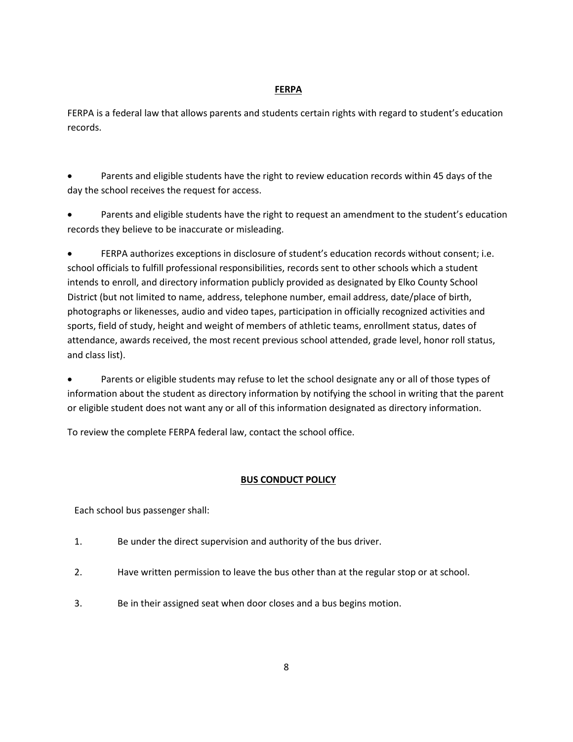## FERPA

FERPA is a federal law that allows parents and students certain rights with regard to student's education records.

- Parents and eligible students have the right to review education records within 45 days of the day the school receives the request for access.
- Parents and eligible students have the right to request an amendment to the student's education records they believe to be inaccurate or misleading.
- FERPA authorizes exceptions in disclosure of student's education records without consent; i.e. school officials to fulfill professional responsibilities, records sent to other schools which a student intends to enroll, and directory information publicly provided as designated by Elko County School District (but not limited to name, address, telephone number, email address, date/place of birth, photographs or likenesses, audio and video tapes, participation in officially recognized activities and sports, field of study, height and weight of members of athletic teams, enrollment status, dates of attendance, awards received, the most recent previous school attended, grade level, honor roll status, and class list).
- Parents or eligible students may refuse to let the school designate any or all of those types of information about the student as directory information by notifying the school in writing that the parent or eligible student does not want any or all of this information designated as directory information.

To review the complete FERPA federal law, contact the school office.

## BUS CONDUCT POLICY

Each school bus passenger shall:

1. Be under the direct supervision and authority of the bus driver.
2. Have written permission to leave the bus other than at the regular stop or at school.
3. Be in their assigned seat when door closes and a bus begins motion.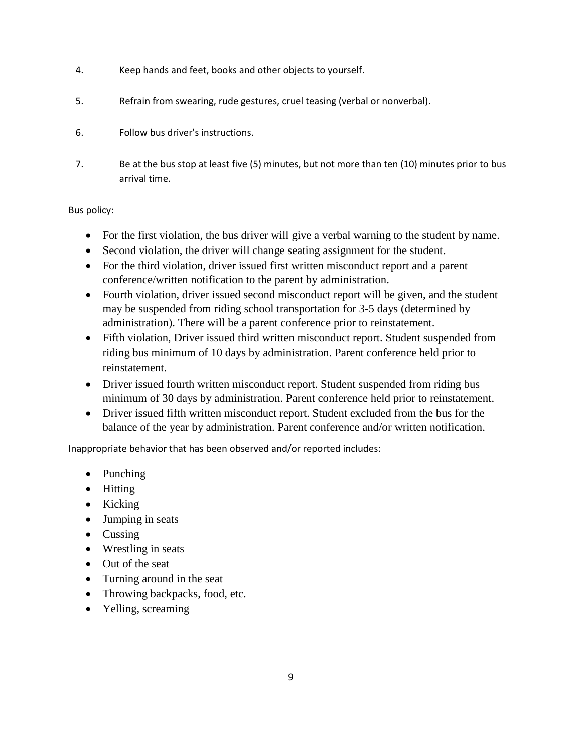4. Keep hands and feet, books and other objects to yourself.

5. Refrain from swearing, rude gestures, cruel teasing (verbal or nonverbal).

6. Follow bus driver's instructions.

7. Be at the bus stop at least five (5) minutes, but not more than ten (10) minutes prior to bus arrival time.

Bus policy:

- For the first violation, the bus driver will give a verbal warning to the student by name.
- Second violation, the driver will change seating assignment for the student.
- For the third violation, driver issued first written misconduct report and a parent conference/written notification to the parent by administration.
- Fourth violation, driver issued second misconduct report will be given, and the student may be suspended from riding school transportation for 3-5 days (determined by administration). There will be a parent conference prior to reinstatement.
- Fifth violation, Driver issued third written misconduct report. Student suspended from riding bus minimum of 10 days by administration. Parent conference held prior to reinstatement.
- Driver issued fourth written misconduct report. Student suspended from riding bus minimum of 30 days by administration. Parent conference held prior to reinstatement.
- Driver issued fifth written misconduct report. Student excluded from the bus for the balance of the year by administration. Parent conference and/or written notification.

Inappropriate behavior that has been observed and/or reported includes:

- Punching
- Hitting
- Kicking
- Jumping in seats
- Cussing
- Wrestling in seats
- Out of the seat
- Turning around in the seat
- Throwing backpacks, food, etc.
- Yelling, screaming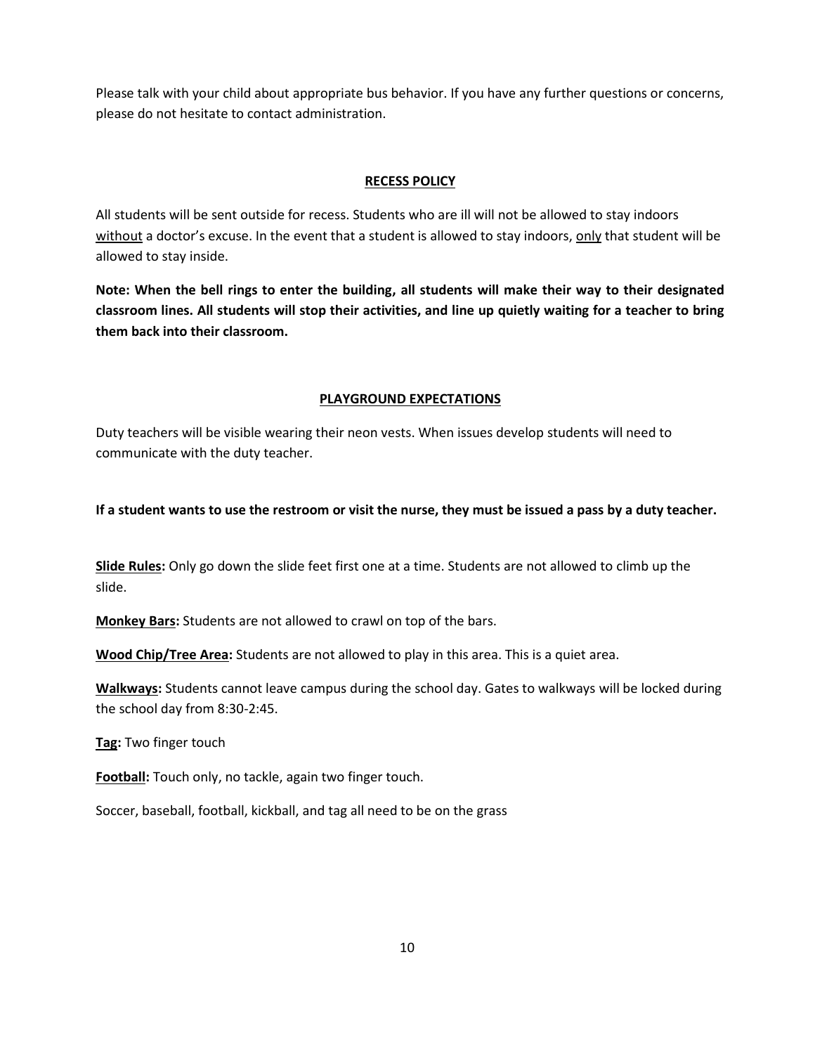Please talk with your child about appropriate bus behavior. If you have any further questions or concerns, please do not hesitate to contact administration.

## RECESS POLICY

All students will be sent outside for recess. Students who are ill will not be allowed to stay indoors <u>without</u> a doctor's excuse. In the event that a student is allowed to stay indoors, <u>only</u> that student will be allowed to stay inside.

**Note: When the bell rings to enter the building, all students will make their way to their designated classroom lines. All students will stop their activities, and line up quietly waiting for a teacher to bring them back into their classroom.**

## PLAYGROUND EXPECTATIONS

Duty teachers will be visible wearing their neon vests. When issues develop students will need to communicate with the duty teacher.

**If a student wants to use the restroom or visit the nurse, they must be issued a pass by a duty teacher.**

**Slide Rules:** Only go down the slide feet first one at a time. Students are not allowed to climb up the slide.

**Monkey Bars:** Students are not allowed to crawl on top of the bars.

**Wood Chip/Tree Area:** Students are not allowed to play in this area. This is a quiet area.

**Walkways:** Students cannot leave campus during the school day. Gates to walkways will be locked during the school day from 8:30-2:45.

**Tag:** Two finger touch

**Football:** Touch only, no tackle, again two finger touch.

Soccer, baseball, football, kickball, and tag all need to be on the grass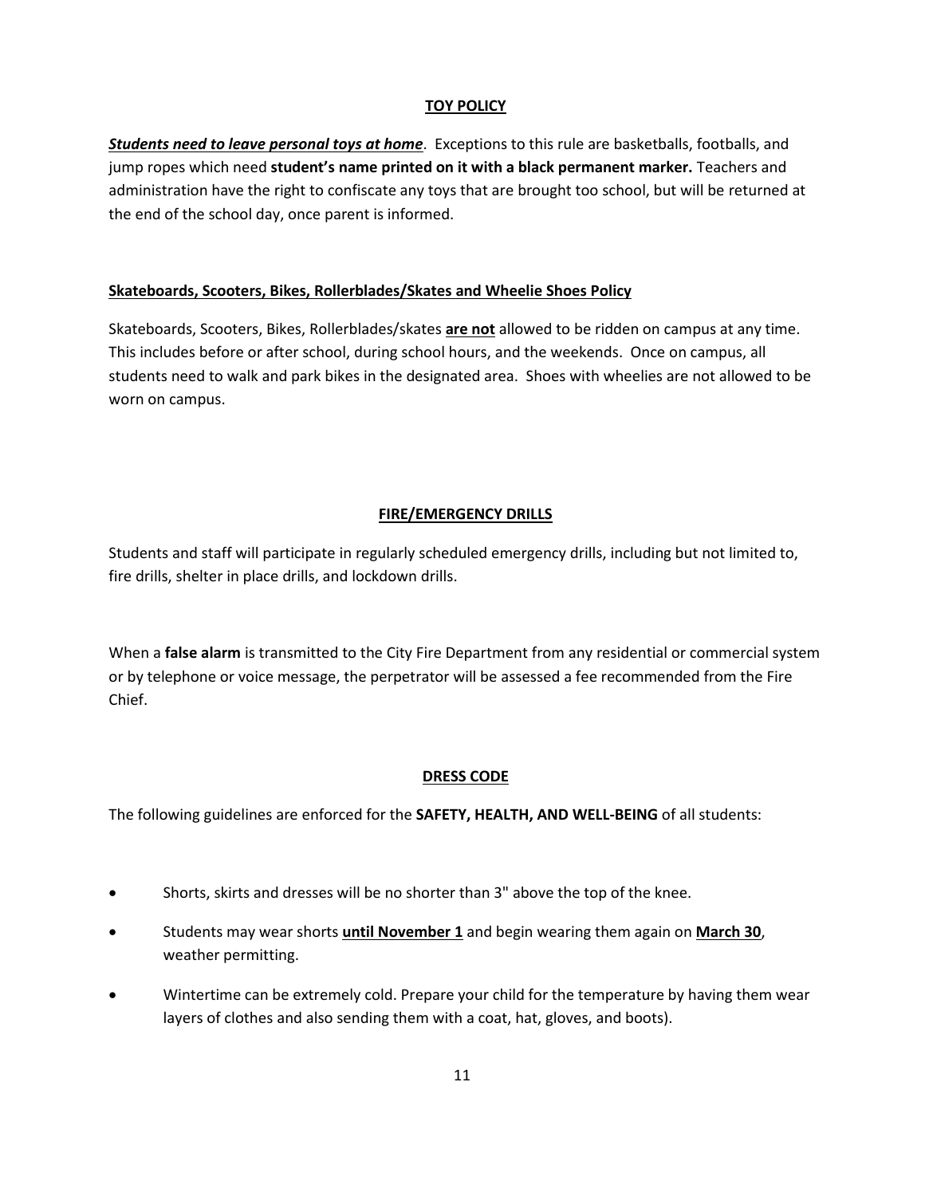## TOY POLICY

***Students need to leave personal toys at home***. Exceptions to this rule are basketballs, footballs, and jump ropes which need **student's name printed on it with a black permanent marker.** Teachers and administration have the right to confiscate any toys that are brought too school, but will be returned at the end of the school day, once parent is informed.

### Skateboards, Scooters, Bikes, Rollerblades/Skates and Wheelie Shoes Policy

Skateboards, Scooters, Bikes, Rollerblades/skates **are not** allowed to be ridden on campus at any time. This includes before or after school, during school hours, and the weekends. Once on campus, all students need to walk and park bikes in the designated area. Shoes with wheelies are not allowed to be worn on campus.

## FIRE/EMERGENCY DRILLS

Students and staff will participate in regularly scheduled emergency drills, including but not limited to, fire drills, shelter in place drills, and lockdown drills.

When a **false alarm** is transmitted to the City Fire Department from any residential or commercial system or by telephone or voice message, the perpetrator will be assessed a fee recommended from the Fire Chief.

## DRESS CODE

The following guidelines are enforced for the **SAFETY, HEALTH, AND WELL-BEING** of all students:

- Shorts, skirts and dresses will be no shorter than 3" above the top of the knee.
- Students may wear shorts **until November 1** and begin wearing them again on **March 30**, weather permitting.
- Wintertime can be extremely cold. Prepare your child for the temperature by having them wear layers of clothes and also sending them with a coat, hat, gloves, and boots).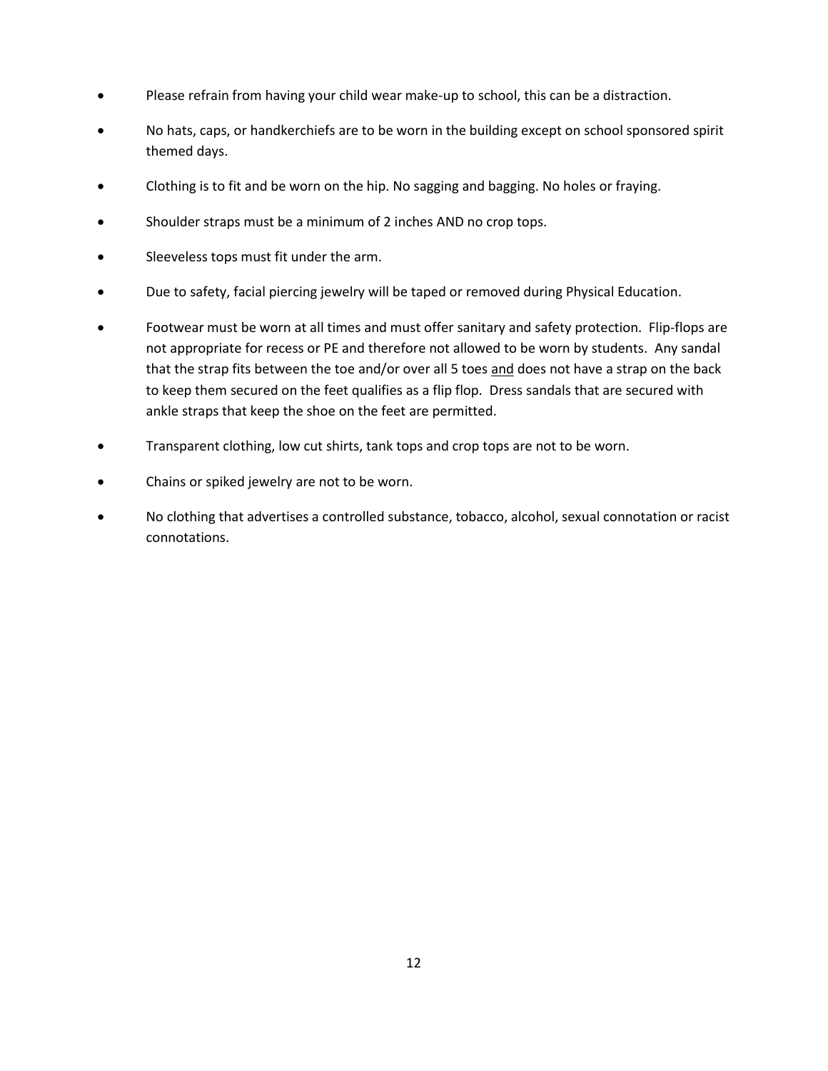- Please refrain from having your child wear make-up to school, this can be a distraction.
- No hats, caps, or handkerchiefs are to be worn in the building except on school sponsored spirit themed days.
- Clothing is to fit and be worn on the hip. No sagging and bagging. No holes or fraying.
- Shoulder straps must be a minimum of 2 inches AND no crop tops.
- Sleeveless tops must fit under the arm.
- Due to safety, facial piercing jewelry will be taped or removed during Physical Education.
- Footwear must be worn at all times and must offer sanitary and safety protection. Flip-flops are not appropriate for recess or PE and therefore not allowed to be worn by students. Any sandal that the strap fits between the toe and/or over all 5 toes <u>and</u> does not have a strap on the back to keep them secured on the feet qualifies as a flip flop. Dress sandals that are secured with ankle straps that keep the shoe on the feet are permitted.
- Transparent clothing, low cut shirts, tank tops and crop tops are not to be worn.
- Chains or spiked jewelry are not to be worn.
- No clothing that advertises a controlled substance, tobacco, alcohol, sexual connotation or racist connotations.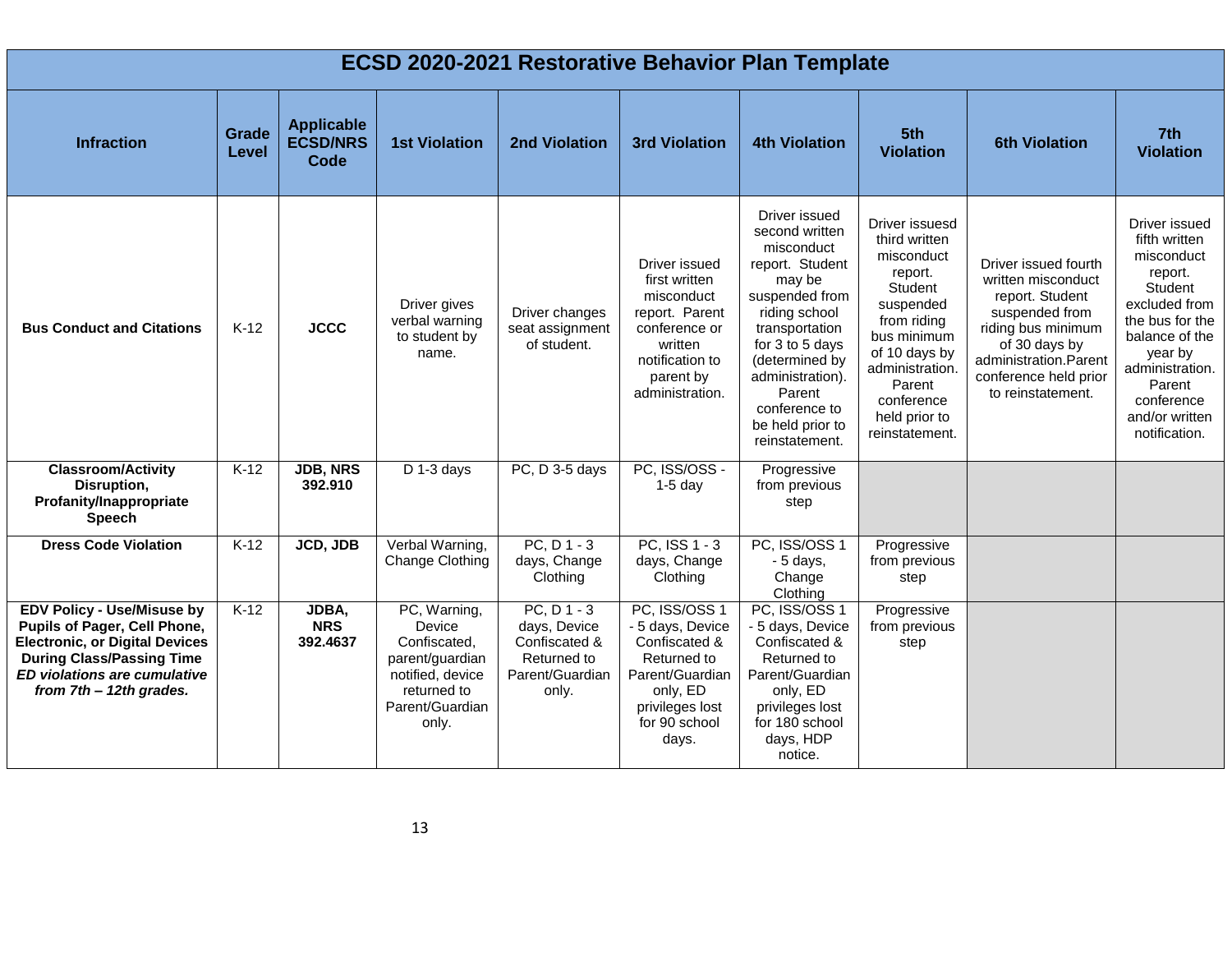# ECSD 2020-2021 Restorative Behavior Plan Template

| Infraction | Grade Level | Applicable ECSD/NRS Code | 1st Violation | 2nd Violation | 3rd Violation | 4th Violation | 5th Violation | 6th Violation | 7th Violation |
|---|---|---|---|---|---|---|---|---|---|
| **Bus Conduct and Citations** | K-12 | **JCCC** | Driver gives verbal warning to student by name. | Driver changes seat assignment of student. | Driver issued first written misconduct report. Parent conference or written notification to parent by administration. | Driver issued second written misconduct report. Student may be suspended from riding school transportation for 3 to 5 days (determined by administration). Parent conference to be held prior to reinstatement. | Driver issuesd third written misconduct report. Student suspended from riding bus minimum of 10 days by administration. Parent conference held prior to reinstatement. | Driver issued fourth written misconduct report. Student suspended from riding bus minimum of 30 days by administration.Parent conference held prior to reinstatement. | Driver issued fifth written misconduct report. Student excluded from the bus for the balance of the year by administration. Parent conference and/or written notification. |
| **Classroom/Activity Disruption, Profanity/Inappropriate Speech** | K-12 | **JDB, NRS 392.910** | D 1-3 days | PC, D 3-5 days | PC, ISS/OSS - 1-5 day | Progressive from previous step | | | |
| **Dress Code Violation** | K-12 | **JCD, JDB** | Verbal Warning, Change Clothing | PC, D 1 - 3 days, Change Clothing | PC, ISS 1 - 3 days, Change Clothing | PC, ISS/OSS 1 - 5 days, Change Clothing | Progressive from previous step | | |
| **EDV Policy - Use/Misuse by Pupils of Pager, Cell Phone, Electronic, or Digital Devices During Class/Passing Time** ***ED violations are cumulative from 7th – 12th grades.*** | K-12 | **JDBA, NRS 392.4637** | PC, Warning, Device Confiscated, parent/guardian notified, device returned to Parent/Guardian only. | PC, D 1 - 3 days, Device Confiscated & Returned to Parent/Guardian only. | PC, ISS/OSS 1 - 5 days, Device Confiscated & Returned to Parent/Guardian only, ED privileges lost for 90 school days. | PC, ISS/OSS 1 - 5 days, Device Confiscated & Returned to Parent/Guardian only, ED privileges lost for 180 school days, HDP notice. | Progressive from previous step | | |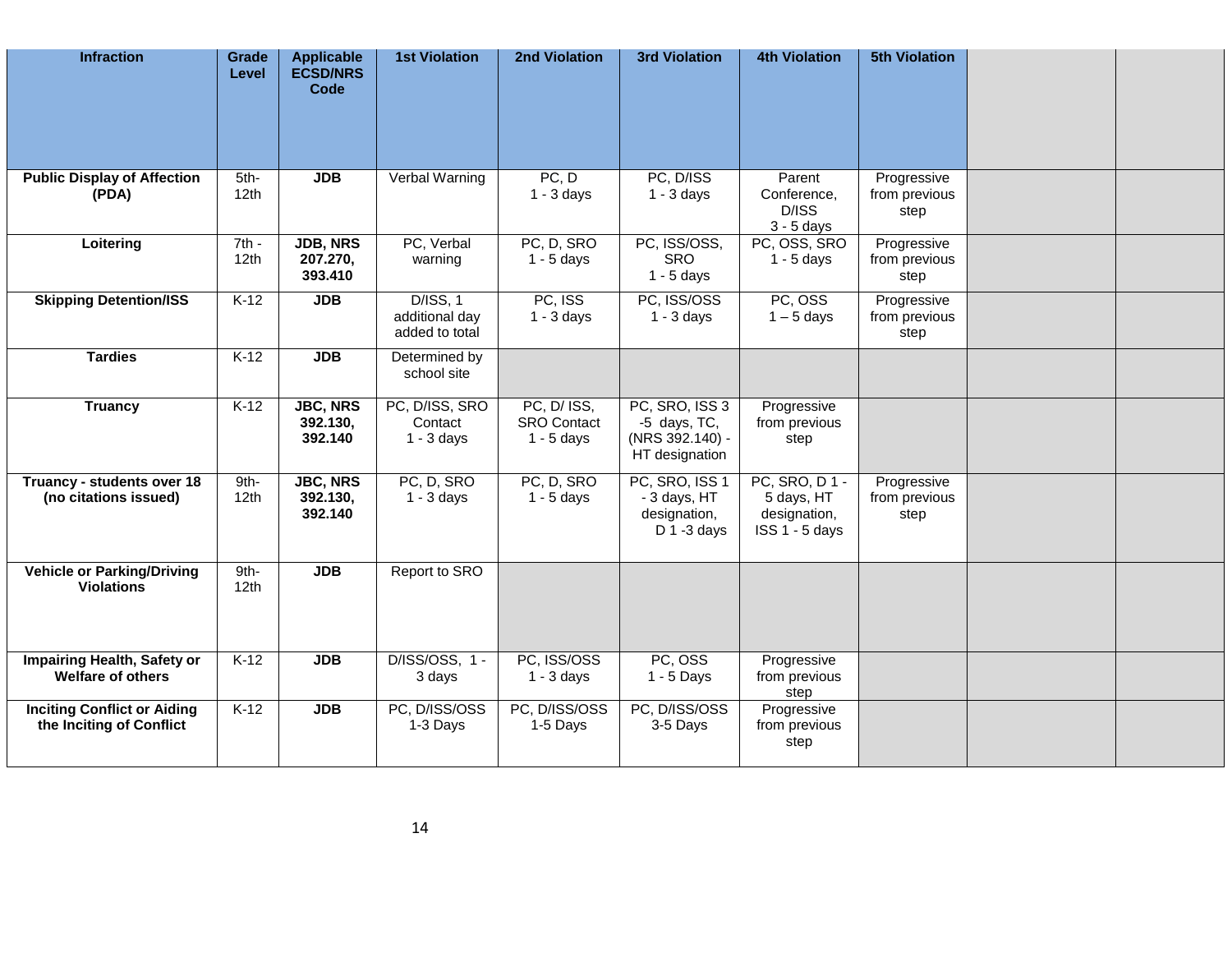| Infraction | Grade Level | Applicable ECSD/NRS Code | 1st Violation | 2nd Violation | 3rd Violation | 4th Violation | 5th Violation | | |
|---|---|---|---|---|---|---|---|---|---|
| **Public Display of Affection (PDA)** | 5th-12th | **JDB** | Verbal Warning | PC, D 1 - 3 days | PC, D/ISS 1 - 3 days | Parent Conference, D/ISS 3 - 5 days | Progressive from previous step | | |
| **Loitering** | 7th - 12th | **JDB, NRS 207.270, 393.410** | PC, Verbal warning | PC, D, SRO 1 - 5 days | PC, ISS/OSS, SRO 1 - 5 days | PC, OSS, SRO 1 - 5 days | Progressive from previous step | | |
| **Skipping Detention/ISS** | K-12 | **JDB** | D/ISS, 1 additional day added to total | PC, ISS 1 - 3 days | PC, ISS/OSS 1 - 3 days | PC, OSS 1 – 5 days | Progressive from previous step | | |
| **Tardies** | K-12 | **JDB** | Determined by school site | | | | | | |
| **Truancy** | K-12 | **JBC, NRS 392.130, 392.140** | PC, D/ISS, SRO Contact 1 - 3 days | PC, D/ ISS, SRO Contact 1 - 5 days | PC, SRO, ISS 3 -5 days, TC, (NRS 392.140) - HT designation | Progressive from previous step | | | |
| **Truancy - students over 18 (no citations issued)** | 9th-12th | **JBC, NRS 392.130, 392.140** | PC, D, SRO 1 - 3 days | PC, D, SRO 1 - 5 days | PC, SRO, ISS 1 - 3 days, HT designation, D 1 -3 days | PC, SRO, D 1 - 5 days, HT designation, ISS 1 - 5 days | Progressive from previous step | | |
| **Vehicle or Parking/Driving Violations** | 9th-12th | **JDB** | Report to SRO | | | | | | |
| **Impairing Health, Safety or Welfare of others** | K-12 | **JDB** | D/ISS/OSS, 1 - 3 days | PC, ISS/OSS 1 - 3 days | PC, OSS 1 - 5 Days | Progressive from previous step | | | |
| **Inciting Conflict or Aiding the Inciting of Conflict** | K-12 | **JDB** | PC, D/ISS/OSS 1-3 Days | PC, D/ISS/OSS 1-5 Days | PC, D/ISS/OSS 3-5 Days | Progressive from previous step | | | |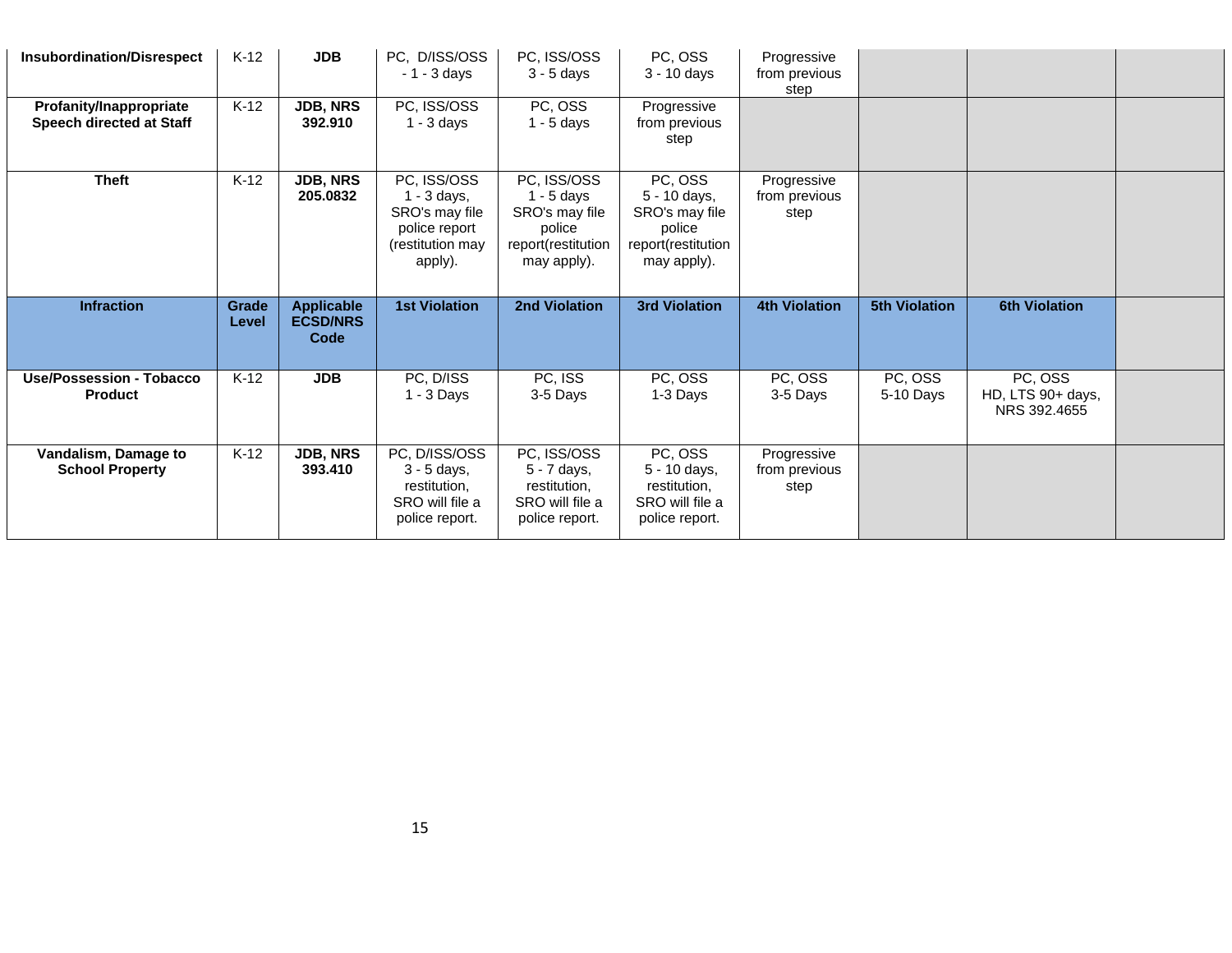| Infraction | Grade Level | Applicable ECSD/NRS Code | 1st Violation | 2nd Violation | 3rd Violation | 4th Violation | 5th Violation | 6th Violation | |
|---|---|---|---|---|---|---|---|---|---|
| **Insubordination/Disrespect** | K-12 | **JDB** | PC, D/ISS/OSS - 1 - 3 days | PC, ISS/OSS 3 - 5 days | PC, OSS 3 - 10 days | Progressive from previous step | | | |
| **Profanity/Inappropriate Speech directed at Staff** | K-12 | **JDB, NRS 392.910** | PC, ISS/OSS 1 - 3 days | PC, OSS 1 - 5 days | Progressive from previous step | | | | |
| **Theft** | K-12 | **JDB, NRS 205.0832** | PC, ISS/OSS 1 - 3 days, SRO's may file police report (restitution may apply). | PC, ISS/OSS 1 - 5 days SRO's may file police report(restitution may apply). | PC, OSS 5 - 10 days, SRO's may file police report(restitution may apply). | Progressive from previous step | | | |
| **Infraction** | **Grade Level** | **Applicable ECSD/NRS Code** | **1st Violation** | **2nd Violation** | **3rd Violation** | **4th Violation** | **5th Violation** | **6th Violation** | |
| **Use/Possession - Tobacco Product** | K-12 | **JDB** | PC, D/ISS 1 - 3 Days | PC, ISS 3-5 Days | PC, OSS 1-3 Days | PC, OSS 3-5 Days | PC, OSS 5-10 Days | PC, OSS HD, LTS 90+ days, NRS 392.4655 | |
| **Vandalism, Damage to School Property** | K-12 | **JDB, NRS 393.410** | PC, D/ISS/OSS 3 - 5 days, restitution, SRO will file a police report. | PC, ISS/OSS 5 - 7 days, restitution, SRO will file a police report. | PC, OSS 5 - 10 days, restitution, SRO will file a police report. | Progressive from previous step | | | |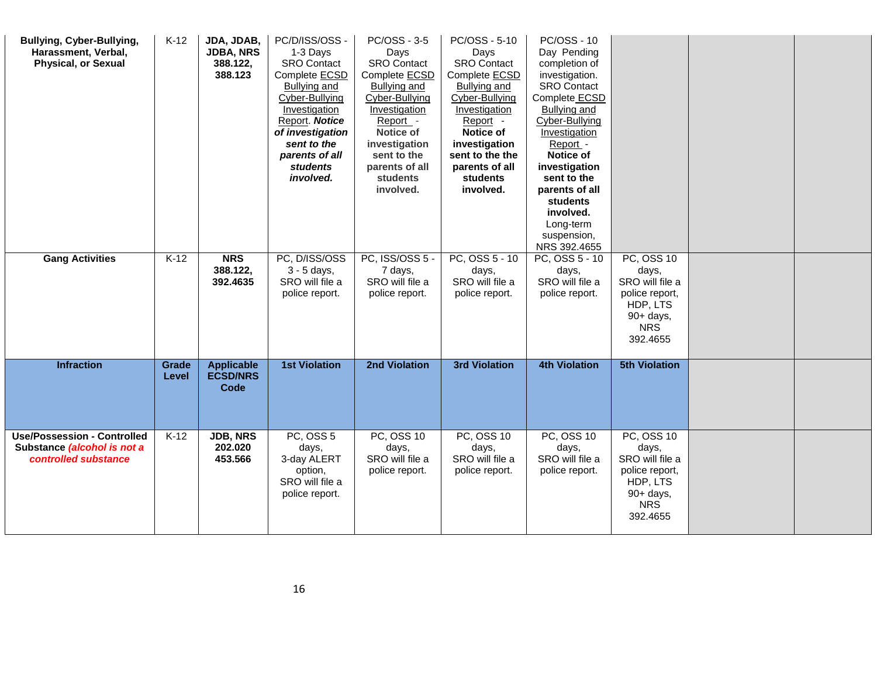| **Bullying, Cyber-Bullying, Harassment, Verbal, Physical, or Sexual** | K-12 | **JDA, JDAB, JDBA, NRS 388.122, 388.123** | PC/D/ISS/OSS - 1-3 Days SRO Contact Complete ECSD Bullying and Cyber-Bullying Investigation Report. ***Notice of investigation sent to the parents of all students involved.*** | PC/OSS - 3-5 Days SRO Contact Complete ECSD Bullying and Cyber-Bullying Investigation Report - **Notice of investigation sent to the parents of all students involved.** | PC/OSS - 5-10 Days SRO Contact Complete ECSD Bullying and Cyber-Bullying Investigation Report - **Notice of investigation sent to the the parents of all students involved.** | PC/OSS - 10 Day Pending completion of investigation. SRO Contact Complete ECSD Bullying and Cyber-Bullying Investigation Report - **Notice of investigation sent to the parents of all students involved.** Long-term suspension, NRS 392.4655 | | | |
|---|---|---|---|---|---|---|---|---|---|
| **Gang Activities** | K-12 | **NRS 388.122, 392.4635** | PC, D/ISS/OSS 3 - 5 days, SRO will file a police report. | PC, ISS/OSS 5 - 7 days, SRO will file a police report. | PC, OSS 5 - 10 days, SRO will file a police report. | PC, OSS 5 - 10 days, SRO will file a police report. | PC, OSS 10 days, SRO will file a police report, HDP, LTS 90+ days, NRS 392.4655 | | |
| **Infraction** | **Grade Level** | **Applicable ECSD/NRS Code** | **1st Violation** | **2nd Violation** | **3rd Violation** | **4th Violation** | **5th Violation** | | |
| **Use/Possession - Controlled Substance *(alcohol is not a controlled substance*** | K-12 | **JDB, NRS 202.020 453.566** | PC, OSS 5 days, 3-day ALERT option, SRO will file a police report. | PC, OSS 10 days, SRO will file a police report. | PC, OSS 10 days, SRO will file a police report. | PC, OSS 10 days, SRO will file a police report. | PC, OSS 10 days, SRO will file a police report, HDP, LTS 90+ days, NRS 392.4655 | | |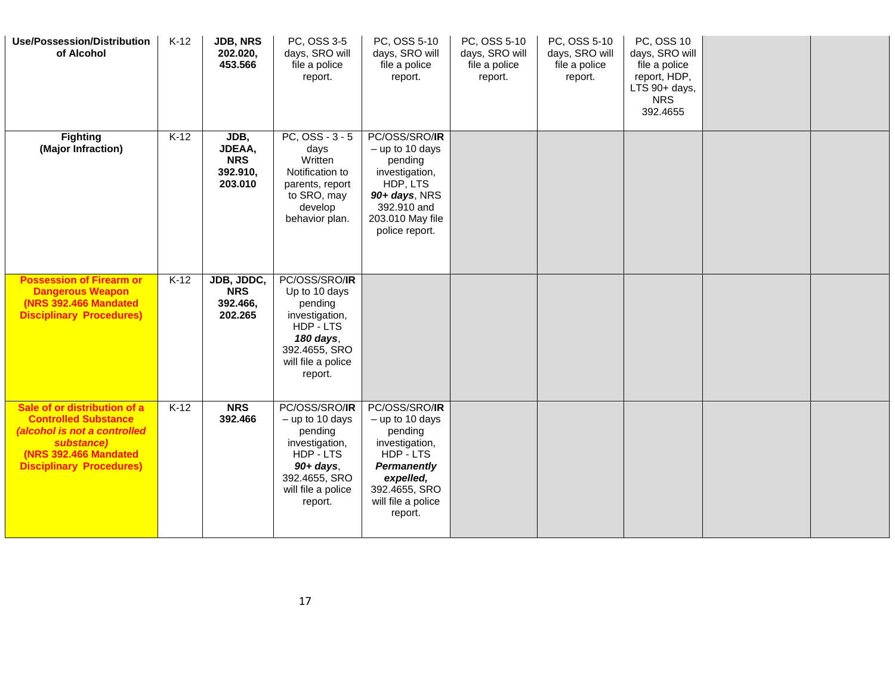| **Use/Possession/Distribution of Alcohol** | K-12 | **JDB, NRS 202.020, 453.566** | PC, OSS 3-5 days, SRO will file a police report. | PC, OSS 5-10 days, SRO will file a police report. | PC, OSS 5-10 days, SRO will file a police report. | PC, OSS 5-10 days, SRO will file a police report. | PC, OSS 10 days, SRO will file a police report, HDP, LTS 90+ days, NRS 392.4655 | | |
|---|---|---|---|---|---|---|---|---|---|
| **Fighting (Major Infraction)** | K-12 | **JDB, JDEAA, NRS 392.910, 203.010** | PC, OSS - 3 - 5 days Written Notification to parents, report to SRO, may develop behavior plan. | PC/OSS/SRO/**IR** – up to 10 days pending investigation, HDP, LTS ***90+ days***, NRS 392.910 and 203.010 May file police report. | | | | | |
| **Possession of Firearm or Dangerous Weapon (NRS 392.466 Mandated Disciplinary Procedures)** | K-12 | **JDB, JDDC, NRS 392.466, 202.265** | PC/OSS/SRO/**IR** Up to 10 days pending investigation, HDP - LTS ***180 days***, 392.4655, SRO will file a police report. | | | | | | |
| **Sale of or distribution of a Controlled Substance *(alcohol is not a controlled substance)* (NRS 392.466 Mandated Disciplinary Procedures)** | K-12 | **NRS 392.466** | PC/OSS/SRO/**IR** – up to 10 days pending investigation, HDP - LTS ***90+ days***, 392.4655, SRO will file a police report. | PC/OSS/SRO/**IR** – up to 10 days pending investigation, HDP - LTS ***Permanently expelled,*** 392.4655, SRO will file a police report. | | | | | |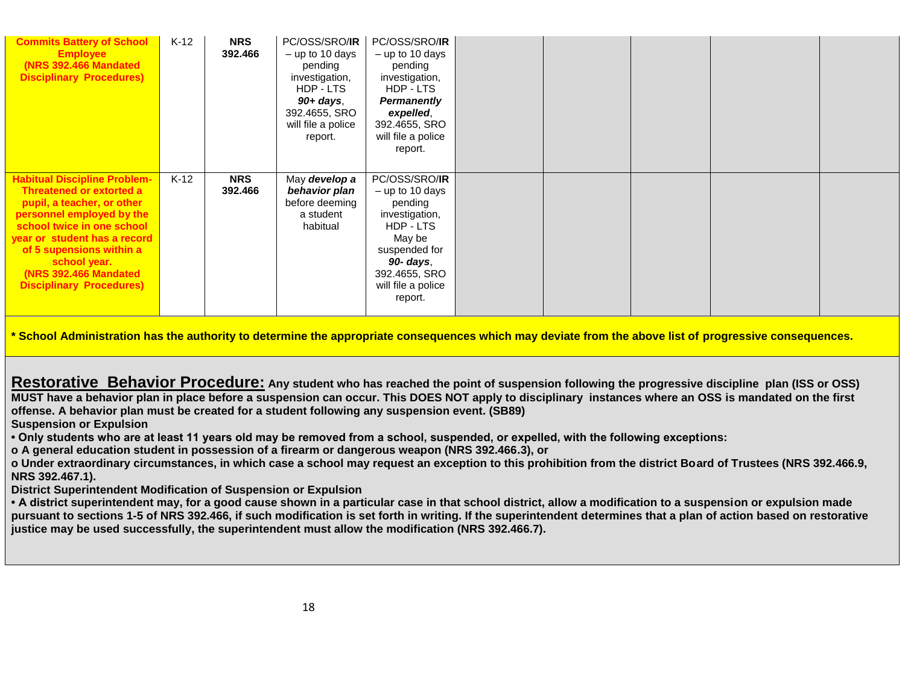| | | | | | | | | | |
|---|---|---|---|---|---|---|---|---|---|
| **Commits Battery of School Employee (NRS 392.466 Mandated Disciplinary Procedures)** | K-12 | **NRS 392.466** | PC/OSS/SRO/**IR** – up to 10 days pending investigation, HDP - LTS ***90+ days***, 392.4655, SRO will file a police report. | PC/OSS/SRO/**IR** – up to 10 days pending investigation, HDP - LTS ***Permanently expelled***, 392.4655, SRO will file a police report. | | | | | |
| **Habitual Discipline Problem- Threatened or extorted a pupil, a teacher, or other personnel employed by the school twice in one school year or student has a record of 5 supensions within a school year. (NRS 392.466 Mandated Disciplinary Procedures)** | K-12 | **NRS 392.466** | May ***develop a behavior plan*** before deeming a student habitual | PC/OSS/SRO/**IR** – up to 10 days pending investigation, HDP - LTS May be suspended for ***90- days***, 392.4655, SRO will file a police report. | | | | | |

**\* School Administration has the authority to determine the appropriate consequences which may deviate from the above list of progressive consequences.**

**Restorative Behavior Procedure:** **Any student who has reached the point of suspension following the progressive discipline plan (ISS or OSS) MUST have a behavior plan in place before a suspension can occur. This DOES NOT apply to disciplinary instances where an OSS is mandated on the first offense. A behavior plan must be created for a student following any suspension event. (SB89)**

**Suspension or Expulsion**

**• Only students who are at least 11 years old may be removed from a school, suspended, or expelled, with the following exceptions:**

**o A general education student in possession of a firearm or dangerous weapon (NRS 392.466.3), or**

**o Under extraordinary circumstances, in which case a school may request an exception to this prohibition from the district Board of Trustees (NRS 392.466.9, NRS 392.467.1).**

**District Superintendent Modification of Suspension or Expulsion**

**• A district superintendent may, for a good cause shown in a particular case in that school district, allow a modification to a suspension or expulsion made pursuant to sections 1-5 of NRS 392.466, if such modification is set forth in writing. If the superintendent determines that a plan of action based on restorative justice may be used successfully, the superintendent must allow the modification (NRS 392.466.7).**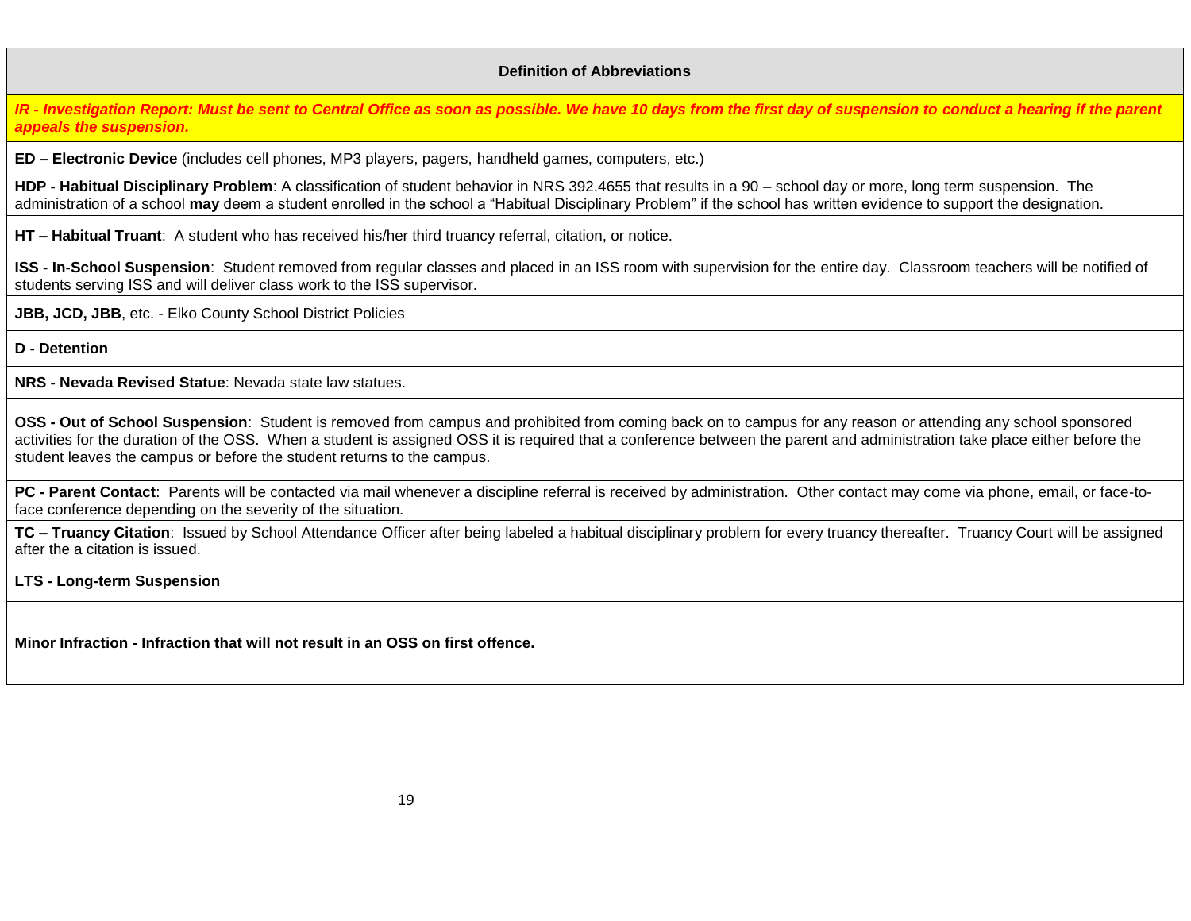| **Definition of Abbreviations** |
| --- |
| ***IR - Investigation Report: Must be sent to Central Office as soon as possible. We have 10 days from the first day of suspension to conduct a hearing if the parent appeals the suspension.*** |
| **ED – Electronic Device** (includes cell phones, MP3 players, pagers, handheld games, computers, etc.) |
| **HDP - Habitual Disciplinary Problem**: A classification of student behavior in NRS 392.4655 that results in a 90 – school day or more, long term suspension. The administration of a school **may** deem a student enrolled in the school a "Habitual Disciplinary Problem" if the school has written evidence to support the designation. |
| **HT – Habitual Truant**: A student who has received his/her third truancy referral, citation, or notice. |
| **ISS - In-School Suspension**: Student removed from regular classes and placed in an ISS room with supervision for the entire day. Classroom teachers will be notified of students serving ISS and will deliver class work to the ISS supervisor. |
| **JBB, JCD, JBB**, etc. - Elko County School District Policies |
| **D - Detention** |
| **NRS - Nevada Revised Statue**: Nevada state law statues. |
| **OSS - Out of School Suspension**: Student is removed from campus and prohibited from coming back on to campus for any reason or attending any school sponsored activities for the duration of the OSS. When a student is assigned OSS it is required that a conference between the parent and administration take place either before the student leaves the campus or before the student returns to the campus. |
| **PC - Parent Contact**: Parents will be contacted via mail whenever a discipline referral is received by administration. Other contact may come via phone, email, or face-to-face conference depending on the severity of the situation. |
| **TC – Truancy Citation**: Issued by School Attendance Officer after being labeled a habitual disciplinary problem for every truancy thereafter. Truancy Court will be assigned after the a citation is issued. |
| **LTS - Long-term Suspension** |
| **Minor Infraction - Infraction that will not result in an OSS on first offence.** |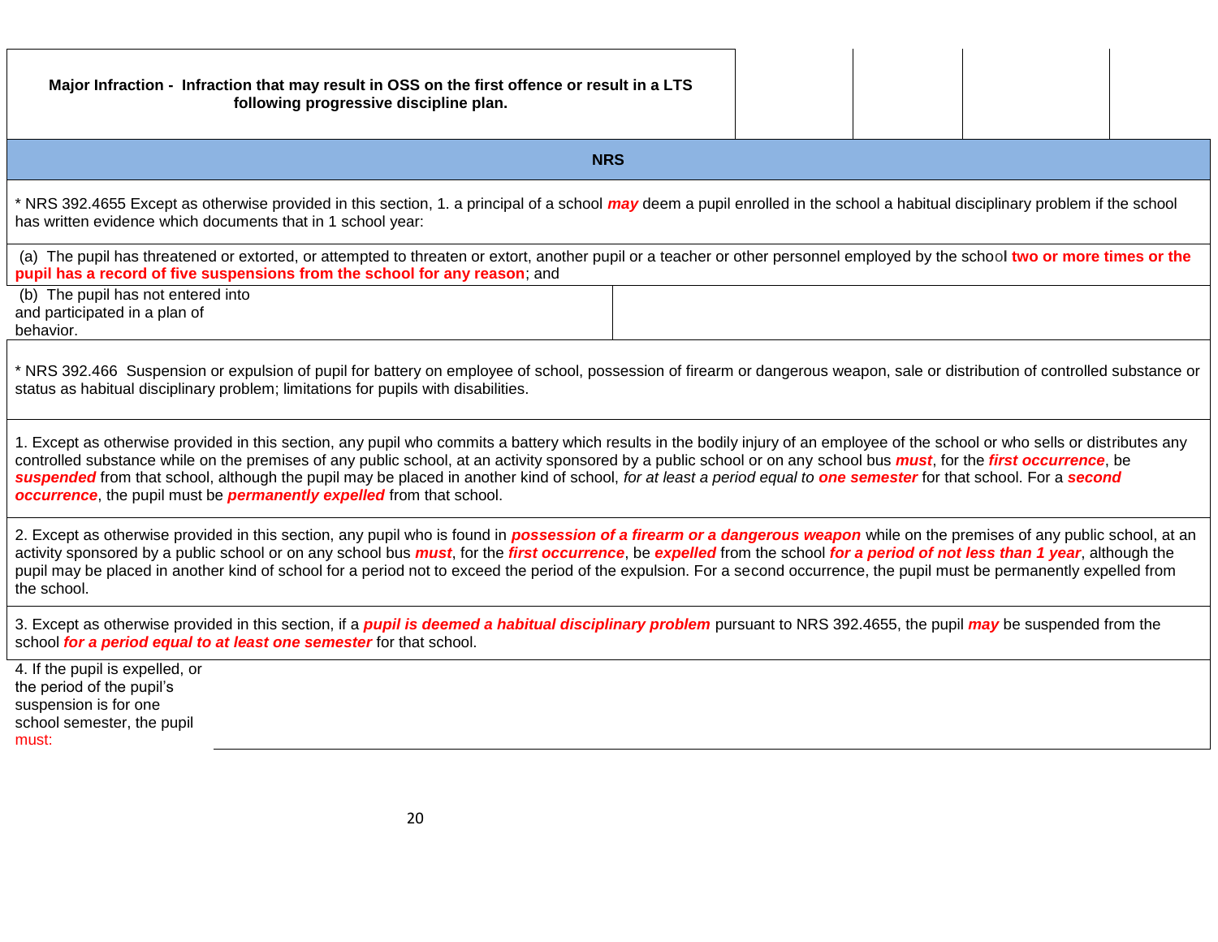| Major Infraction - Infraction that may result in OSS on the first offence or result in a LTS following progressive discipline plan. | | | | |
|---|---|---|---|---|

**NRS**

* NRS 392.4655 Except as otherwise provided in this section, 1. a principal of a school ***may*** deem a pupil enrolled in the school a habitual disciplinary problem if the school has written evidence which documents that in 1 school year:

(a) The pupil has threatened or extorted, or attempted to threaten or extort, another pupil or a teacher or other personnel employed by the school **two or more times or the pupil has a record of five suspensions from the school for any reason**; and

(b) The pupil has not entered into and participated in a plan of behavior.

* NRS 392.466 Suspension or expulsion of pupil for battery on employee of school, possession of firearm or dangerous weapon, sale or distribution of controlled substance or status as habitual disciplinary problem; limitations for pupils with disabilities.

1. Except as otherwise provided in this section, any pupil who commits a battery which results in the bodily injury of an employee of the school or who sells or distributes any controlled substance while on the premises of any public school, at an activity sponsored by a public school or on any school bus ***must***, for the ***first occurrence***, be ***suspended*** from that school, although the pupil may be placed in another kind of school, *for at least a period equal to* ***one semester*** for that school. For a ***second occurrence***, the pupil must be ***permanently expelled*** from that school.

2. Except as otherwise provided in this section, any pupil who is found in ***possession of a firearm or a dangerous weapon*** while on the premises of any public school, at an activity sponsored by a public school or on any school bus ***must***, for the ***first occurrence***, be ***expelled*** from the school ***for a period of not less than 1 year***, although the pupil may be placed in another kind of school for a period not to exceed the period of the expulsion. For a second occurrence, the pupil must be permanently expelled from the school.

3. Except as otherwise provided in this section, if a ***pupil is deemed a habitual disciplinary problem*** pursuant to NRS 392.4655, the pupil ***may*** be suspended from the school ***for a period equal to at least one semester*** for that school.

4. If the pupil is expelled, or the period of the pupil's suspension is for one school semester, the pupil must: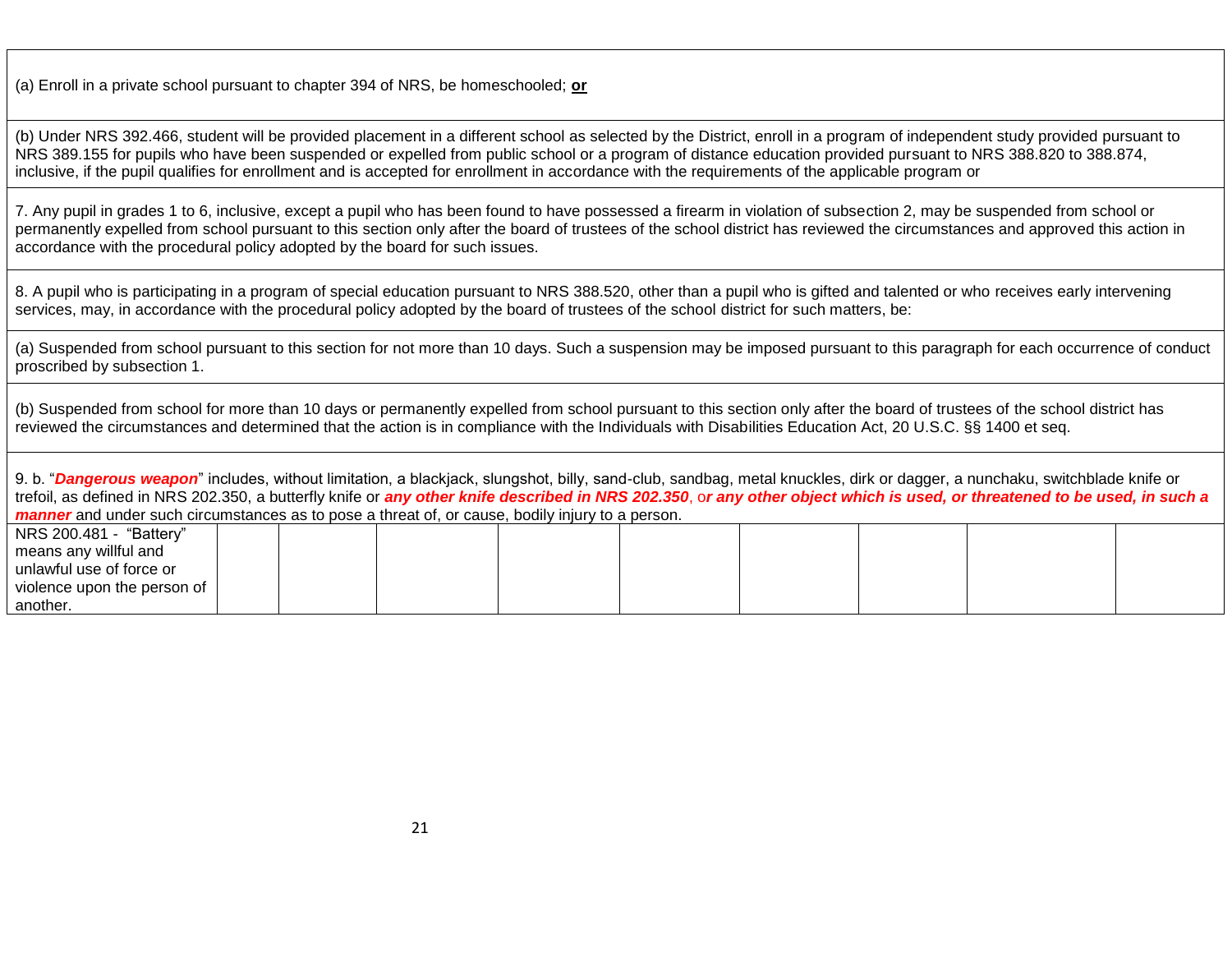| | | | | | | | | | |
|---|---|---|---|---|---|---|---|---|---|
| (a) Enroll in a private school pursuant to chapter 394 of NRS, be homeschooled; **or** | | | | | | | | | |
| (b) Under NRS 392.466, student will be provided placement in a different school as selected by the District, enroll in a program of independent study provided pursuant to NRS 389.155 for pupils who have been suspended or expelled from public school or a program of distance education provided pursuant to NRS 388.820 to 388.874, inclusive, if the pupil qualifies for enrollment and is accepted for enrollment in accordance with the requirements of the applicable program or | | | | | | | | | |
| 7. Any pupil in grades 1 to 6, inclusive, except a pupil who has been found to have possessed a firearm in violation of subsection 2, may be suspended from school or permanently expelled from school pursuant to this section only after the board of trustees of the school district has reviewed the circumstances and approved this action in accordance with the procedural policy adopted by the board for such issues. | | | | | | | | | |
| 8. A pupil who is participating in a program of special education pursuant to NRS 388.520, other than a pupil who is gifted and talented or who receives early intervening services, may, in accordance with the procedural policy adopted by the board of trustees of the school district for such matters, be: | | | | | | | | | |
| (a) Suspended from school pursuant to this section for not more than 10 days. Such a suspension may be imposed pursuant to this paragraph for each occurrence of conduct proscribed by subsection 1. | | | | | | | | | |
| (b) Suspended from school for more than 10 days or permanently expelled from school pursuant to this section only after the board of trustees of the school district has reviewed the circumstances and determined that the action is in compliance with the Individuals with Disabilities Education Act, 20 U.S.C. §§ 1400 et seq. | | | | | | | | | |
| 9. b. "***Dangerous weapon***" includes, without limitation, a blackjack, slungshot, billy, sand-club, sandbag, metal knuckles, dirk or dagger, a nunchaku, switchblade knife or trefoil, as defined in NRS 202.350, a butterfly knife or ***any other knife described in NRS 202.350***, or ***any other object which is used, or threatened to be used, in such a manner*** and under such circumstances as to pose a threat of, or cause, bodily injury to a person. | | | | | | | | | |
| NRS 200.481 - "Battery" means any willful and unlawful use of force or violence upon the person of another. | | | | | | | | | |